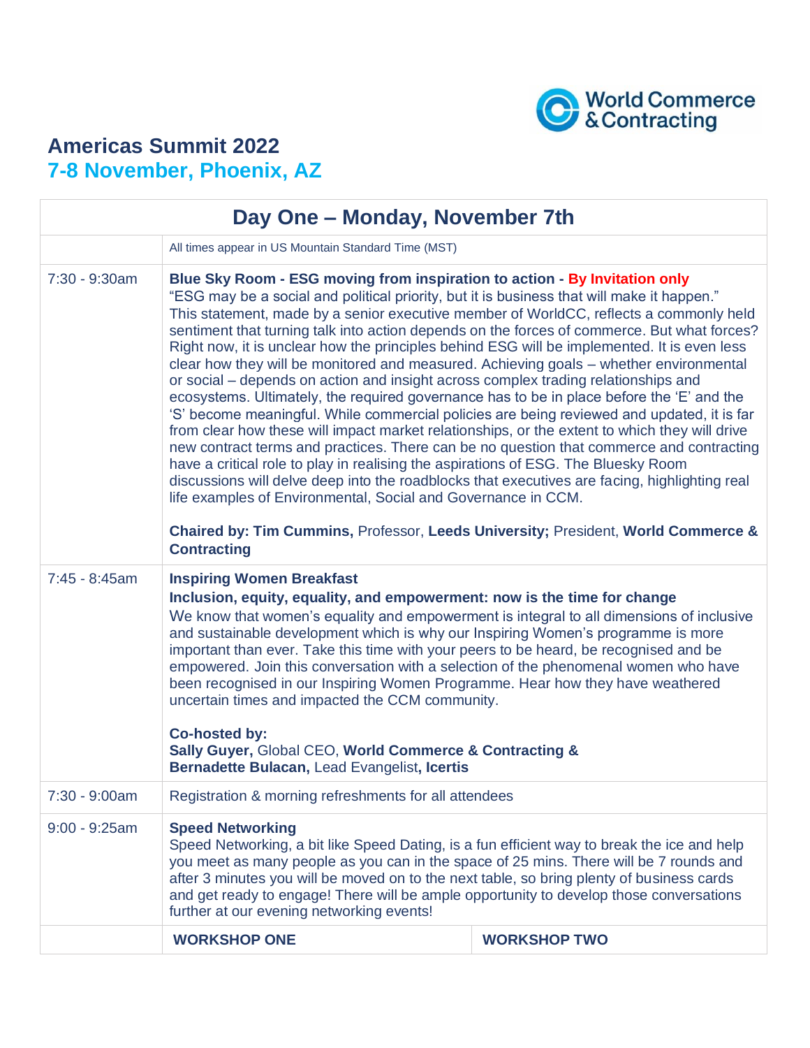World Commerce & Contracting

# Americas Summit 2022

## 7-8 November, Phoenix, AZ

| Day One – Monday, November 7th | | |
|---|---|---|
| | All times appear in US Mountain Standard Time (MST) | |
| 7:30 - 9:30am | **Blue Sky Room - ESG moving from inspiration to action - By Invitation only**<br>"ESG may be a social and political priority, but it is business that will make it happen." This statement, made by a senior executive member of WorldCC, reflects a commonly held sentiment that turning talk into action depends on the forces of commerce. But what forces? Right now, it is unclear how the principles behind ESG will be implemented. It is even less clear how they will be monitored and measured. Achieving goals – whether environmental or social – depends on action and insight across complex trading relationships and ecosystems. Ultimately, the required governance has to be in place before the 'E' and the 'S' become meaningful. While commercial policies are being reviewed and updated, it is far from clear how these will impact market relationships, or the extent to which they will drive new contract terms and practices. There can be no question that commerce and contracting have a critical role to play in realising the aspirations of ESG. The Bluesky Room discussions will delve deep into the roadblocks that executives are facing, highlighting real life examples of Environmental, Social and Governance in CCM.<br><br>**Chaired by: Tim Cummins,** Professor, **Leeds University;** President, **World Commerce & Contracting** | |
| 7:45 - 8:45am | **Inspiring Women Breakfast**<br>**Inclusion, equity, equality, and empowerment: now is the time for change**<br>We know that women's equality and empowerment is integral to all dimensions of inclusive and sustainable development which is why our Inspiring Women's programme is more important than ever. Take this time with your peers to be heard, be recognised and be empowered. Join this conversation with a selection of the phenomenal women who have been recognised in our Inspiring Women Programme. Hear how they have weathered uncertain times and impacted the CCM community.<br><br>**Co-hosted by:**<br>**Sally Guyer,** Global CEO, **World Commerce & Contracting &**<br>**Bernadette Bulacan,** Lead Evangelist**, Icertis** | |
| 7:30 - 9:00am | Registration & morning refreshments for all attendees | |
| 9:00 - 9:25am | **Speed Networking**<br>Speed Networking, a bit like Speed Dating, is a fun efficient way to break the ice and help you meet as many people as you can in the space of 25 mins. There will be 7 rounds and after 3 minutes you will be moved on to the next table, so bring plenty of business cards and get ready to engage! There will be ample opportunity to develop those conversations further at our evening networking events! | |
| | **WORKSHOP ONE** | **WORKSHOP TWO** |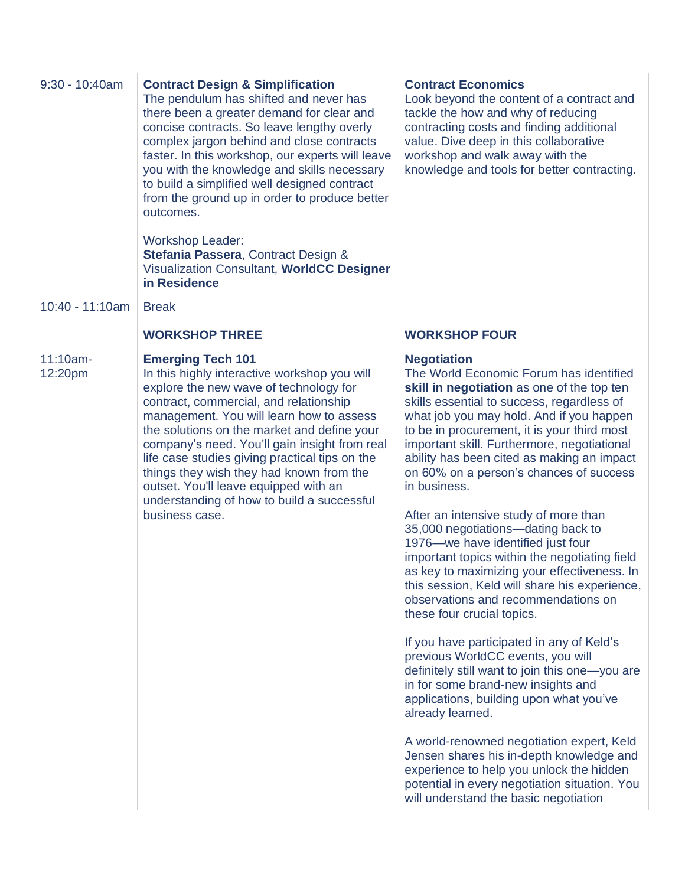| | | |
|---|---|---|
| 9:30 - 10:40am | **Contract Design & Simplification**<br>The pendulum has shifted and never has there been a greater demand for clear and concise contracts. So leave lengthy overly complex jargon behind and close contracts faster. In this workshop, our experts will leave you with the knowledge and skills necessary to build a simplified well designed contract from the ground up in order to produce better outcomes.<br><br>Workshop Leader:<br>**Stefania Passera**, Contract Design & Visualization Consultant, **WorldCC Designer in Residence** | **Contract Economics**<br>Look beyond the content of a contract and tackle the how and why of reducing contracting costs and finding additional value. Dive deep in this collaborative workshop and walk away with the knowledge and tools for better contracting. |
| 10:40 - 11:10am | Break | |
| | **WORKSHOP THREE** | **WORKSHOP FOUR** |
| 11:10am-12:20pm | **Emerging Tech 101**<br>In this highly interactive workshop you will explore the new wave of technology for contract, commercial, and relationship management. You will learn how to assess the solutions on the market and define your company's need. You'll gain insight from real life case studies giving practical tips on the things they wish they had known from the outset. You'll leave equipped with an understanding of how to build a successful business case. | **Negotiation**<br>The World Economic Forum has identified **skill in negotiation** as one of the top ten skills essential to success, regardless of what job you may hold. And if you happen to be in procurement, it is your third most important skill. Furthermore, negotiational ability has been cited as making an impact on 60% on a person's chances of success in business.<br><br>After an intensive study of more than 35,000 negotiations—dating back to 1976—we have identified just four important topics within the negotiating field as key to maximizing your effectiveness. In this session, Keld will share his experience, observations and recommendations on these four crucial topics.<br><br>If you have participated in any of Keld's previous WorldCC events, you will definitely still want to join this one—you are in for some brand-new insights and applications, building upon what you've already learned.<br><br>A world-renowned negotiation expert, Keld Jensen shares his in-depth knowledge and experience to help you unlock the hidden potential in every negotiation situation. You will understand the basic negotiation |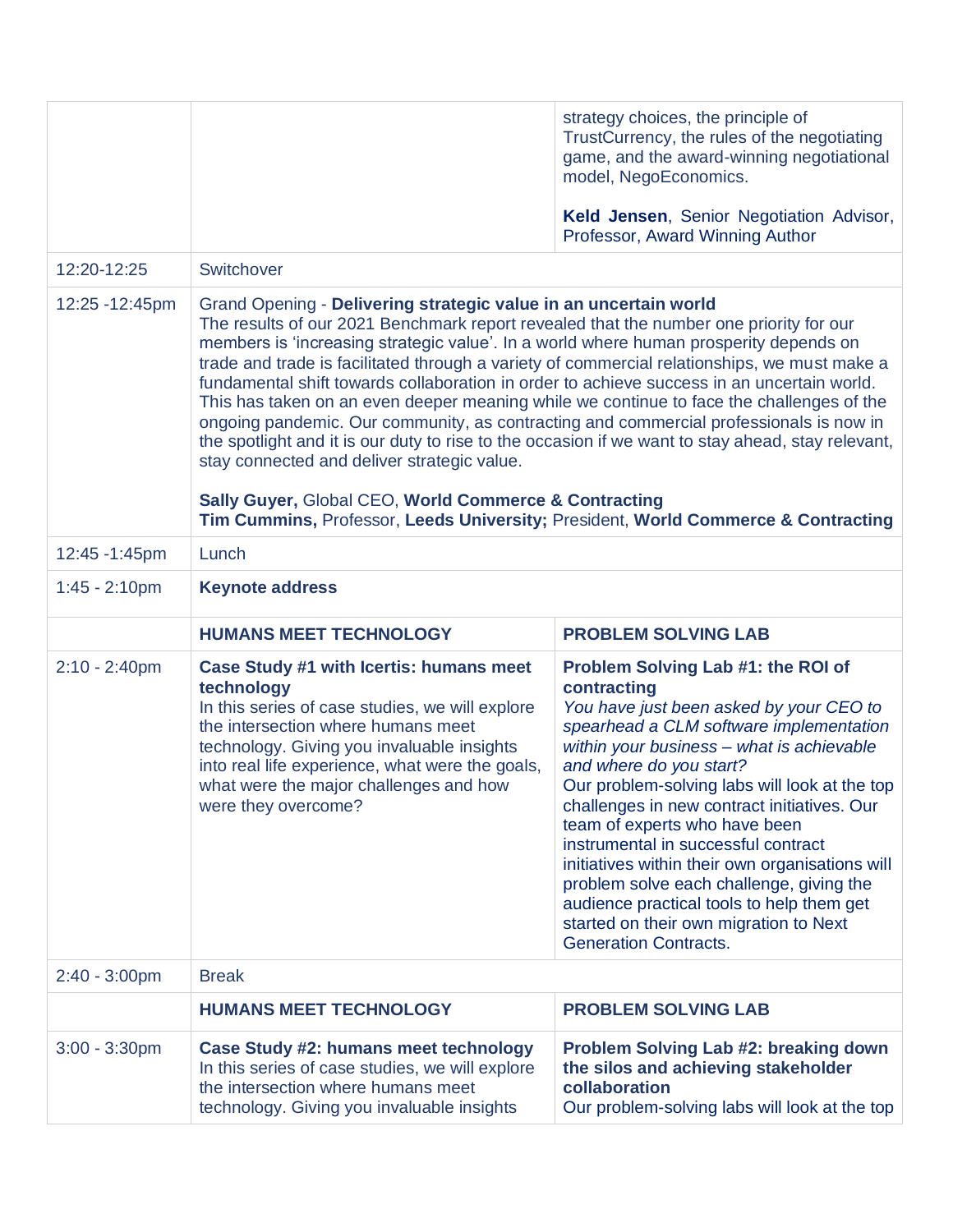| | | |
|---|---|---|
| | | strategy choices, the principle of TrustCurrency, the rules of the negotiating game, and the award-winning negotiational model, NegoEconomics.<br><br>**Keld Jensen**, Senior Negotiation Advisor, Professor, Award Winning Author |
| 12:20-12:25 | Switchover | |
| 12:25 -12:45pm | Grand Opening - **Delivering strategic value in an uncertain world**<br>The results of our 2021 Benchmark report revealed that the number one priority for our members is 'increasing strategic value'. In a world where human prosperity depends on trade and trade is facilitated through a variety of commercial relationships, we must make a fundamental shift towards collaboration in order to achieve success in an uncertain world. This has taken on an even deeper meaning while we continue to face the challenges of the ongoing pandemic. Our community, as contracting and commercial professionals is now in the spotlight and it is our duty to rise to the occasion if we want to stay ahead, stay relevant, stay connected and deliver strategic value.<br><br>**Sally Guyer,** Global CEO, **World Commerce & Contracting**<br>**Tim Cummins,** Professor, **Leeds University;** President, **World Commerce & Contracting** | |
| 12:45 -1:45pm | Lunch | |
| 1:45 - 2:10pm | **Keynote address** | |
| | **HUMANS MEET TECHNOLOGY** | **PROBLEM SOLVING LAB** |
| 2:10 - 2:40pm | **Case Study #1 with Icertis: humans meet technology**<br>In this series of case studies, we will explore the intersection where humans meet technology. Giving you invaluable insights into real life experience, what were the goals, what were the major challenges and how were they overcome? | **Problem Solving Lab #1: the ROI of contracting**<br>*You have just been asked by your CEO to spearhead a CLM software implementation within your business – what is achievable and where do you start?*<br>Our problem-solving labs will look at the top challenges in new contract initiatives. Our team of experts who have been instrumental in successful contract initiatives within their own organisations will problem solve each challenge, giving the audience practical tools to help them get started on their own migration to Next Generation Contracts. |
| 2:40 - 3:00pm | Break | |
| | **HUMANS MEET TECHNOLOGY** | **PROBLEM SOLVING LAB** |
| 3:00 - 3:30pm | **Case Study #2: humans meet technology**<br>In this series of case studies, we will explore the intersection where humans meet technology. Giving you invaluable insights | **Problem Solving Lab #2: breaking down the silos and achieving stakeholder collaboration**<br>Our problem-solving labs will look at the top |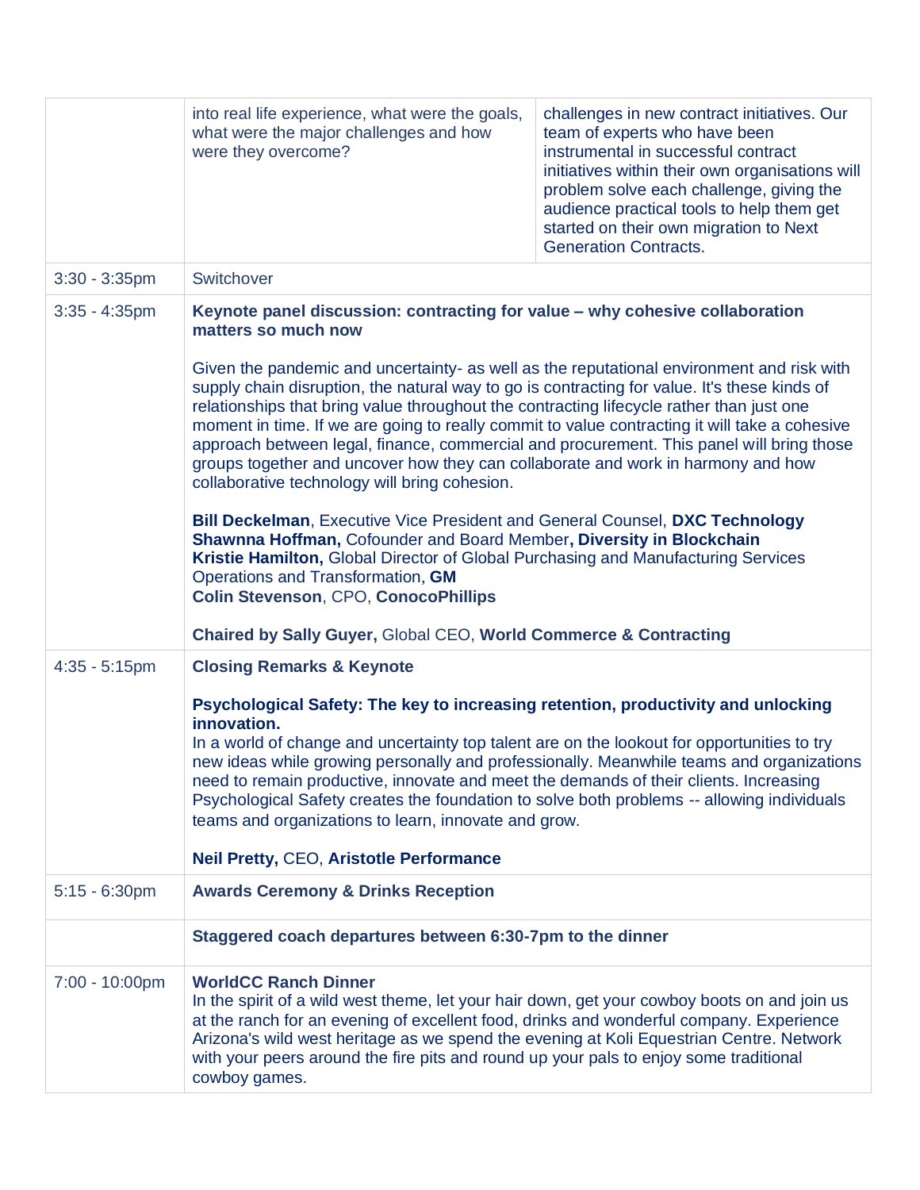| | | |
|---|---|---|
| | into real life experience, what were the goals, what were the major challenges and how were they overcome? | challenges in new contract initiatives. Our team of experts who have been instrumental in successful contract initiatives within their own organisations will problem solve each challenge, giving the audience practical tools to help them get started on their own migration to Next Generation Contracts. |
| 3:30 - 3:35pm | Switchover | |
| 3:35 - 4:35pm | **Keynote panel discussion: contracting for value – why cohesive collaboration matters so much now**<br><br>Given the pandemic and uncertainty- as well as the reputational environment and risk with supply chain disruption, the natural way to go is contracting for value. It's these kinds of relationships that bring value throughout the contracting lifecycle rather than just one moment in time. If we are going to really commit to value contracting it will take a cohesive approach between legal, finance, commercial and procurement. This panel will bring those groups together and uncover how they can collaborate and work in harmony and how collaborative technology will bring cohesion.<br><br>**Bill Deckelman**, Executive Vice President and General Counsel, **DXC Technology**<br>**Shawnna Hoffman,** Cofounder and Board Member**, Diversity in Blockchain**<br>**Kristie Hamilton,** Global Director of Global Purchasing and Manufacturing Services Operations and Transformation, **GM**<br>**Colin Stevenson**, CPO, **ConocoPhillips**<br><br>**Chaired by Sally Guyer,** Global CEO, **World Commerce & Contracting** | |
| 4:35 - 5:15pm | **Closing Remarks & Keynote**<br><br>**Psychological Safety: The key to increasing retention, productivity and unlocking innovation.**<br>In a world of change and uncertainty top talent are on the lookout for opportunities to try new ideas while growing personally and professionally. Meanwhile teams and organizations need to remain productive, innovate and meet the demands of their clients. Increasing Psychological Safety creates the foundation to solve both problems -- allowing individuals teams and organizations to learn, innovate and grow.<br><br>**Neil Pretty,** CEO, **Aristotle Performance** | |
| 5:15 - 6:30pm | **Awards Ceremony & Drinks Reception** | |
| | **Staggered coach departures between 6:30-7pm to the dinner** | |
| 7:00 - 10:00pm | **WorldCC Ranch Dinner**<br>In the spirit of a wild west theme, let your hair down, get your cowboy boots on and join us at the ranch for an evening of excellent food, drinks and wonderful company. Experience Arizona's wild west heritage as we spend the evening at Koli Equestrian Centre. Network with your peers around the fire pits and round up your pals to enjoy some traditional cowboy games. | |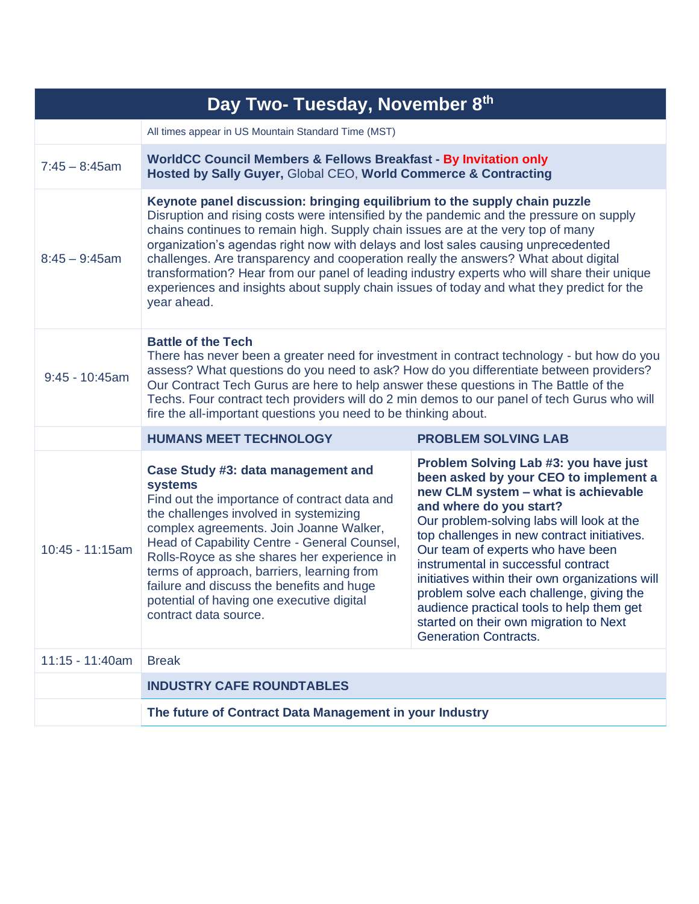| Day Two- Tuesday, November 8th | | |
|---|---|---|
| | All times appear in US Mountain Standard Time (MST) | |
| 7:45 – 8:45am | **WorldCC Council Members & Fellows Breakfast - By Invitation only**<br>**Hosted by Sally Guyer,** Global CEO, **World Commerce & Contracting** | |
| 8:45 – 9:45am | **Keynote panel discussion: bringing equilibrium to the supply chain puzzle**<br>Disruption and rising costs were intensified by the pandemic and the pressure on supply chains continues to remain high. Supply chain issues are at the very top of many organization's agendas right now with delays and lost sales causing unprecedented challenges. Are transparency and cooperation really the answers? What about digital transformation? Hear from our panel of leading industry experts who will share their unique experiences and insights about supply chain issues of today and what they predict for the year ahead. | |
| 9:45 - 10:45am | **Battle of the Tech**<br>There has never been a greater need for investment in contract technology - but how do you assess? What questions do you need to ask? How do you differentiate between providers? Our Contract Tech Gurus are here to help answer these questions in The Battle of the Techs. Four contract tech providers will do 2 min demos to our panel of tech Gurus who will fire the all-important questions you need to be thinking about. | |
| | **HUMANS MEET TECHNOLOGY** | **PROBLEM SOLVING LAB** |
| 10:45 - 11:15am | **Case Study #3: data management and systems**<br>Find out the importance of contract data and the challenges involved in systemizing complex agreements. Join Joanne Walker, Head of Capability Centre - General Counsel, Rolls-Royce as she shares her experience in terms of approach, barriers, learning from failure and discuss the benefits and huge potential of having one executive digital contract data source. | **Problem Solving Lab #3: you have just been asked by your CEO to implement a new CLM system – what is achievable and where do you start?**<br>Our problem-solving labs will look at the top challenges in new contract initiatives. Our team of experts who have been instrumental in successful contract initiatives within their own organizations will problem solve each challenge, giving the audience practical tools to help them get started on their own migration to Next Generation Contracts. |
| 11:15 - 11:40am | Break | |
| | **INDUSTRY CAFE ROUNDTABLES** | |
| | **The future of Contract Data Management in your Industry** | |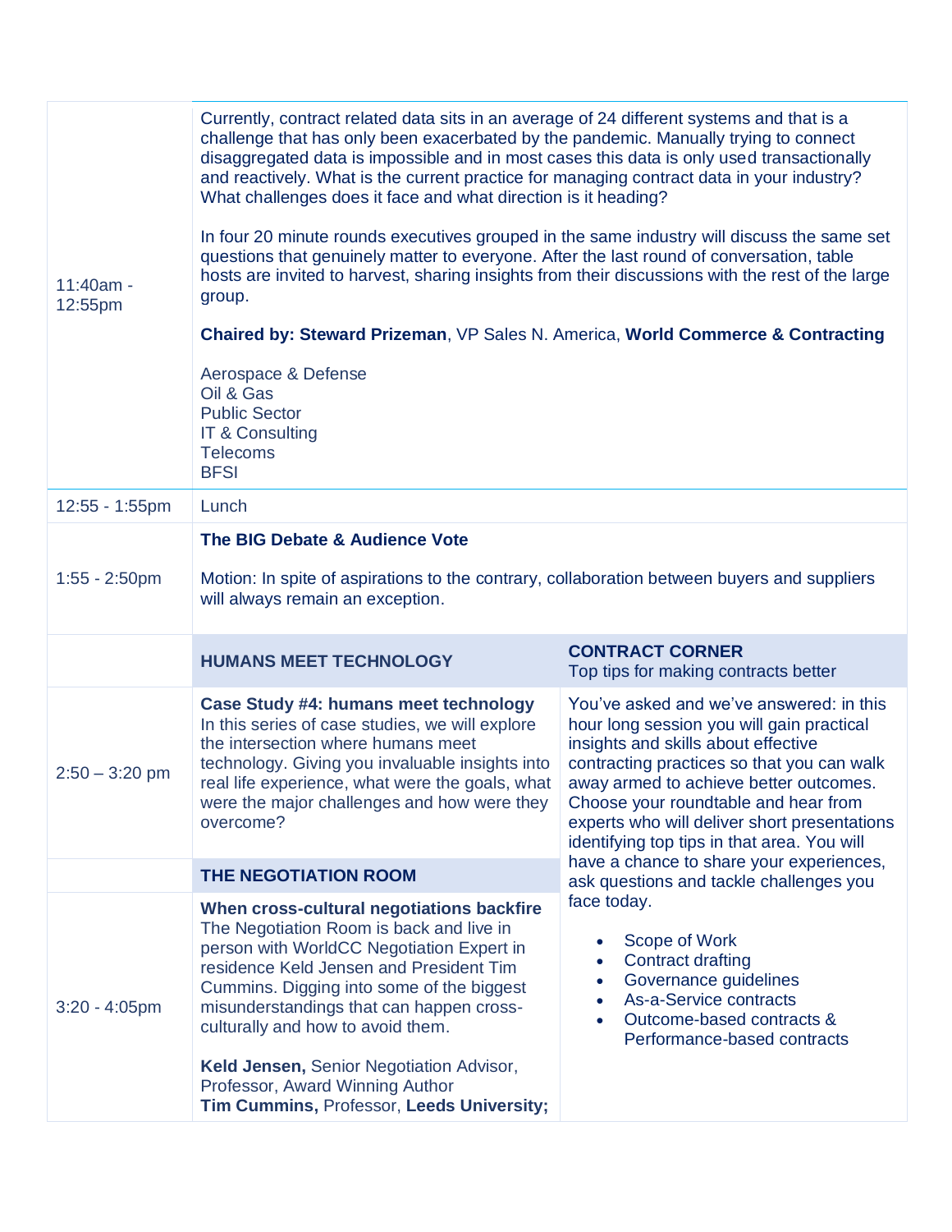| | | |
|---|---|---|
| 11:40am - 12:55pm | Currently, contract related data sits in an average of 24 different systems and that is a challenge that has only been exacerbated by the pandemic. Manually trying to connect disaggregated data is impossible and in most cases this data is only used transactionally and reactively. What is the current practice for managing contract data in your industry? What challenges does it face and what direction is it heading?<br><br>In four 20 minute rounds executives grouped in the same industry will discuss the same set questions that genuinely matter to everyone. After the last round of conversation, table hosts are invited to harvest, sharing insights from their discussions with the rest of the large group.<br><br>**Chaired by: Steward Prizeman**, VP Sales N. America, **World Commerce & Contracting**<br><br>Aerospace & Defense<br>Oil & Gas<br>Public Sector<br>IT & Consulting<br>Telecoms<br>BFSI | |
| 12:55 - 1:55pm | Lunch | |
| 1:55 - 2:50pm | **The BIG Debate & Audience Vote**<br><br>Motion: In spite of aspirations to the contrary, collaboration between buyers and suppliers will always remain an exception. | |
| | **HUMANS MEET TECHNOLOGY** | **CONTRACT CORNER**<br>Top tips for making contracts better |
| 2:50 – 3:20 pm | **Case Study #4: humans meet technology**<br>In this series of case studies, we will explore the intersection where humans meet technology. Giving you invaluable insights into real life experience, what were the goals, what were the major challenges and how were they overcome? | You've asked and we've answered: in this hour long session you will gain practical insights and skills about effective contracting practices so that you can walk away armed to achieve better outcomes. Choose your roundtable and hear from experts who will deliver short presentations identifying top tips in that area. You will have a chance to share your experiences, ask questions and tackle challenges you face today.<br><br>• Scope of Work<br>• Contract drafting<br>• Governance guidelines<br>• As-a-Service contracts<br>• Outcome-based contracts & Performance-based contracts |
| | **THE NEGOTIATION ROOM** | |
| 3:20 - 4:05pm | **When cross-cultural negotiations backfire**<br>The Negotiation Room is back and live in person with WorldCC Negotiation Expert in residence Keld Jensen and President Tim Cummins. Digging into some of the biggest misunderstandings that can happen cross-culturally and how to avoid them.<br><br>**Keld Jensen,** Senior Negotiation Advisor, Professor, Award Winning Author<br>**Tim Cummins,** Professor, **Leeds University;** | |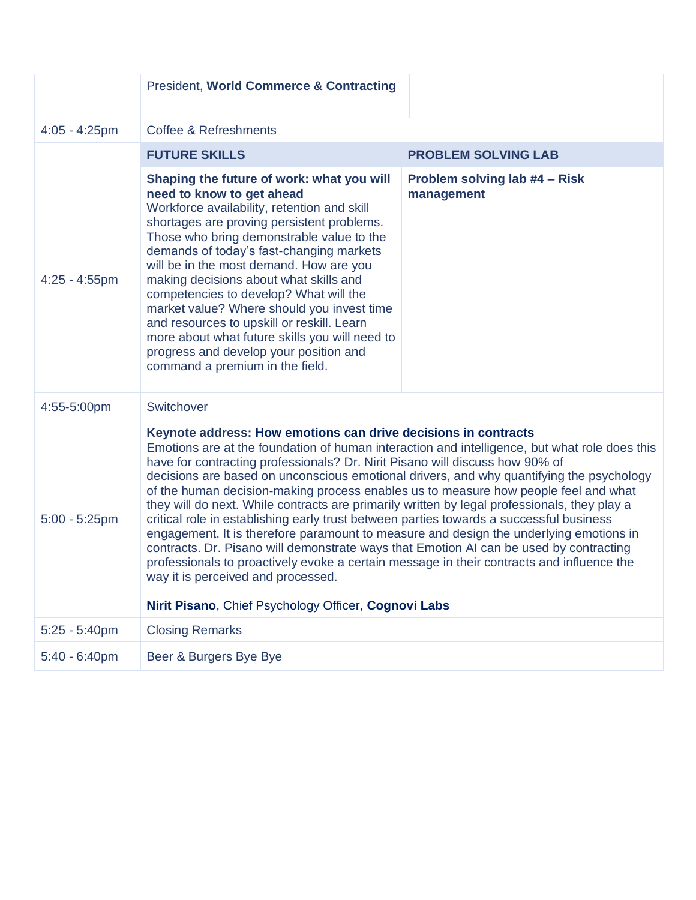| | | |
|---|---|---|
| | President, **World Commerce & Contracting** | |
| 4:05 - 4:25pm | Coffee & Refreshments | |
| | **FUTURE SKILLS** | **PROBLEM SOLVING LAB** |
| 4:25 - 4:55pm | **Shaping the future of work: what you will need to know to get ahead** Workforce availability, retention and skill shortages are proving persistent problems. Those who bring demonstrable value to the demands of today's fast-changing markets will be in the most demand. How are you making decisions about what skills and competencies to develop? What will the market value? Where should you invest time and resources to upskill or reskill. Learn more about what future skills you will need to progress and develop your position and command a premium in the field. | **Problem solving lab #4 – Risk management** |
| 4:55-5:00pm | Switchover | |
| 5:00 - 5:25pm | **Keynote address: How emotions can drive decisions in contracts** Emotions are at the foundation of human interaction and intelligence, but what role does this have for contracting professionals? Dr. Nirit Pisano will discuss how 90% of decisions are based on unconscious emotional drivers, and why quantifying the psychology of the human decision-making process enables us to measure how people feel and what they will do next. While contracts are primarily written by legal professionals, they play a critical role in establishing early trust between parties towards a successful business engagement. It is therefore paramount to measure and design the underlying emotions in contracts. Dr. Pisano will demonstrate ways that Emotion AI can be used by contracting professionals to proactively evoke a certain message in their contracts and influence the way it is perceived and processed. **Nirit Pisano**, Chief Psychology Officer, **Cognovi Labs** | |
| 5:25 - 5:40pm | Closing Remarks | |
| 5:40 - 6:40pm | Beer & Burgers Bye Bye | |